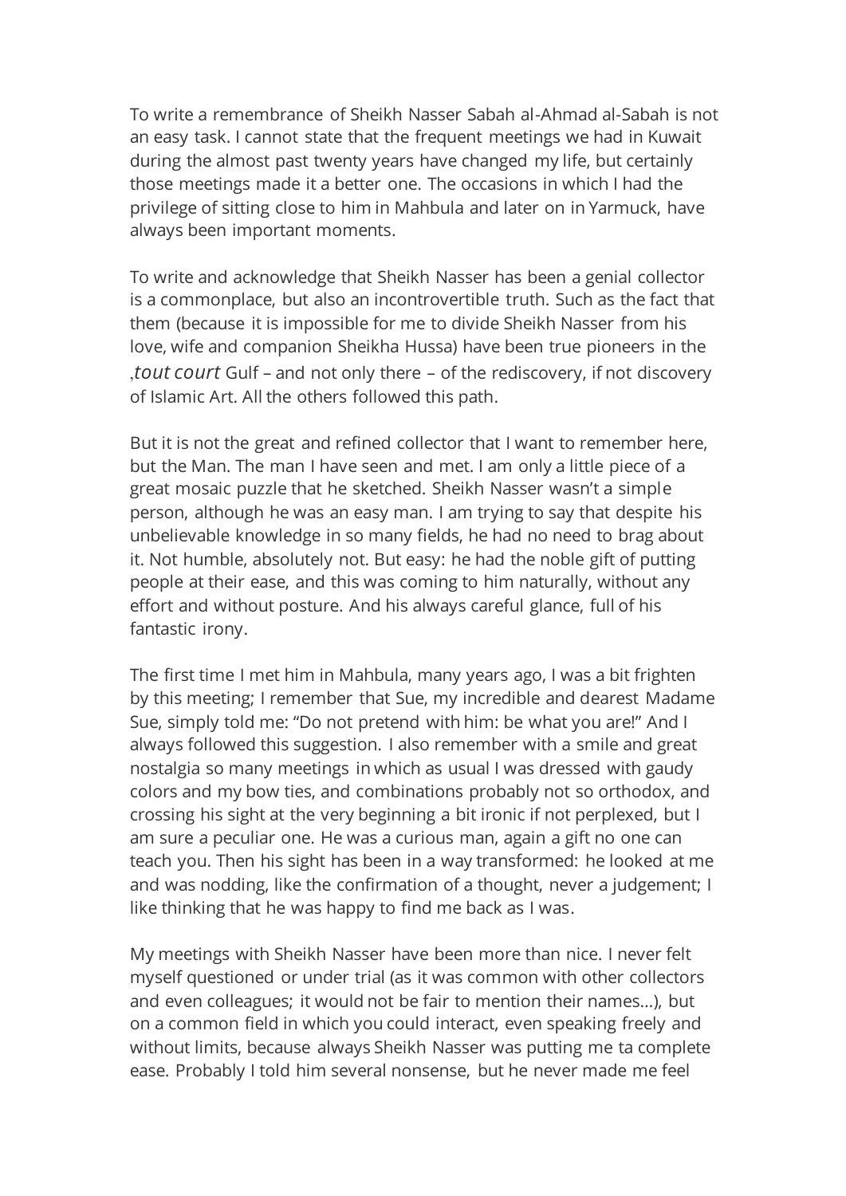To write a remembrance of Sheikh Nasser Sabah al-Ahmad al-Sabah is not an easy task. I cannot state that the frequent meetings we had in Kuwait during the almost past twenty years have changed my life, but certainly those meetings made it a better one. The occasions in which I had the privilege of sitting close to him in Mahbula and later on in Yarmuck, have always been important moments.

To write and acknowledge that Sheikh Nasser has been a genial collector is a commonplace, but also an incontrovertible truth. Such as the fact that them (because it is impossible for me to divide Sheikh Nasser from his love, wife and companion Sheikha Hussa) have been true pioneers in the ,*tout court* Gulf – and not only there – of the rediscovery, if not discovery of Islamic Art. All the others followed this path.

But it is not the great and refined collector that I want to remember here, but the Man. The man I have seen and met. I am only a little piece of a great mosaic puzzle that he sketched. Sheikh Nasser wasn't a simple person, although he was an easy man. I am trying to say that despite his unbelievable knowledge in so many fields, he had no need to brag about it. Not humble, absolutely not. But easy: he had the noble gift of putting people at their ease, and this was coming to him naturally, without any effort and without posture. And his always careful glance, full of his fantastic irony.

The first time I met him in Mahbula, many years ago, I was a bit frighten by this meeting; I remember that Sue, my incredible and dearest Madame Sue, simply told me: "Do not pretend with him: be what you are!" And I always followed this suggestion. I also remember with a smile and great nostalgia so many meetings in which as usual I was dressed with gaudy colors and my bow ties, and combinations probably not so orthodox, and crossing his sight at the very beginning a bit ironic if not perplexed, but I am sure a peculiar one. He was a curious man, again a gift no one can teach you. Then his sight has been in a way transformed: he looked at me and was nodding, like the confirmation of a thought, never a judgement; I like thinking that he was happy to find me back as I was.

My meetings with Sheikh Nasser have been more than nice. I never felt myself questioned or under trial (as it was common with other collectors and even colleagues; it would not be fair to mention their names...), but on a common field in which you could interact, even speaking freely and without limits, because always Sheikh Nasser was putting me ta complete ease. Probably I told him several nonsense, but he never made me feel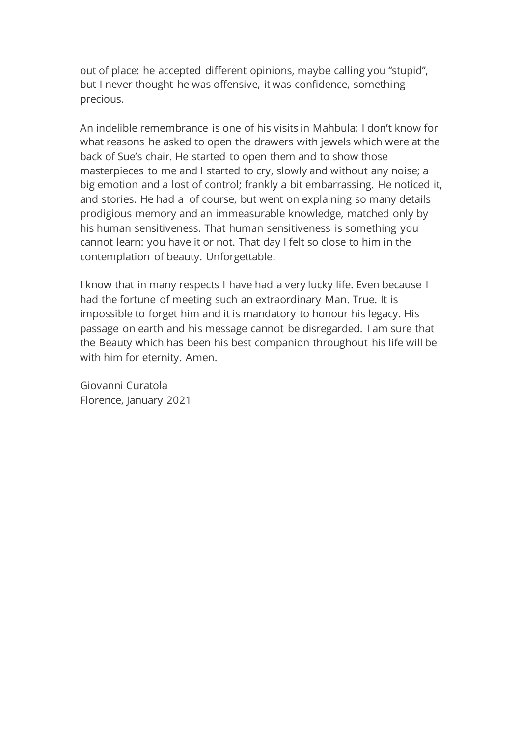out of place: he accepted different opinions, maybe calling you "stupid", but I never thought he was offensive, it was confidence, something precious.

An indelible remembrance is one of his visits in Mahbula; I don't know for what reasons he asked to open the drawers with jewels which were at the back of Sue's chair. He started to open them and to show those masterpieces to me and I started to cry, slowly and without any noise; a big emotion and a lost of control; frankly a bit embarrassing. He noticed it, and stories. He had a of course, but went on explaining so many details prodigious memory and an immeasurable knowledge, matched only by his human sensitiveness. That human sensitiveness is something you cannot learn: you have it or not. That day I felt so close to him in the contemplation of beauty. Unforgettable.

I know that in many respects I have had a very lucky life. Even because I had the fortune of meeting such an extraordinary Man. True. It is impossible to forget him and it is mandatory to honour his legacy. His passage on earth and his message cannot be disregarded. I am sure that the Beauty which has been his best companion throughout his life will be with him for eternity. Amen.

Giovanni Curatola
Florence, January 2021